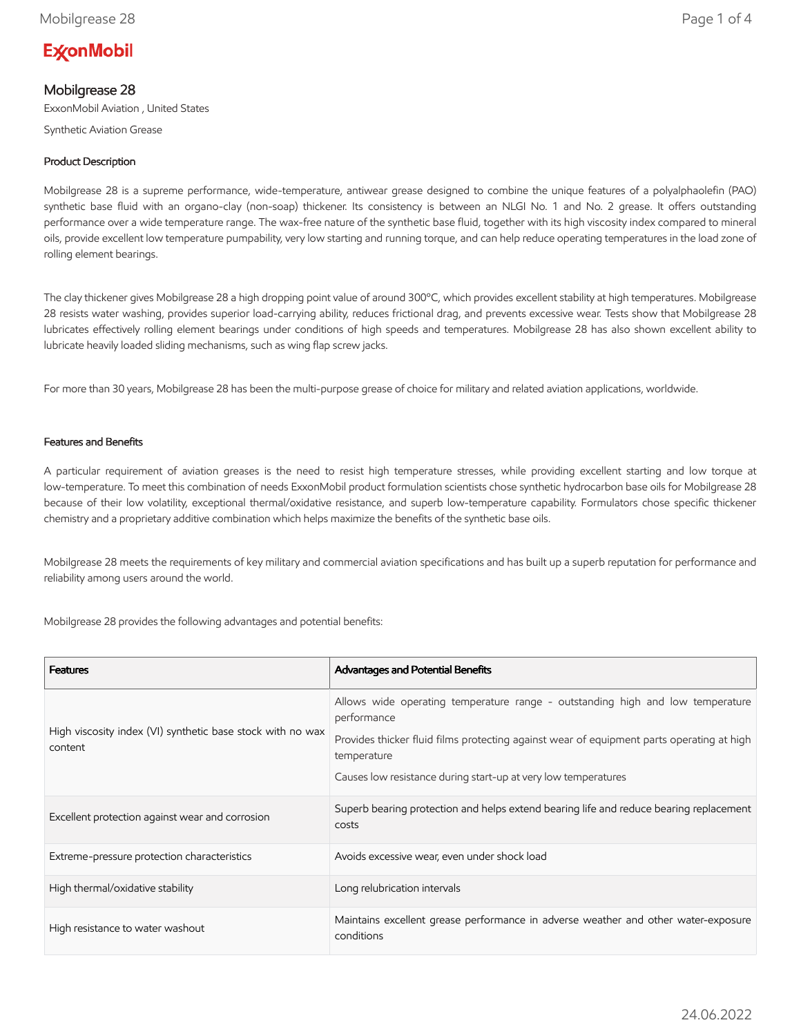# ExxonMobil

## Mobilgrease 28

ExxonMobil Aviation , United States

Synthetic Aviation Grease

### Product Description

Mobilgrease 28 is a supreme performance, wide-temperature, antiwear grease designed to combine the unique features of a polyalphaolefin (PAO) synthetic base fluid with an organo-clay (non-soap) thickener. Its consistency is between an NLGI No. 1 and No. 2 grease. It offers outstanding performance over a wide temperature range. The wax-free nature of the synthetic base fluid, together with its high viscosity index compared to mineral oils, provide excellent low temperature pumpability, very low starting and running torque, and can help reduce operating temperatures in the load zone of rolling element bearings.

The clay thickener gives Mobilgrease 28 a high dropping point value of around 300ºC, which provides excellent stability at high temperatures. Mobilgrease 28 resists water washing, provides superior load-carrying ability, reduces frictional drag, and prevents excessive wear. Tests show that Mobilgrease 28 lubricates effectively rolling element bearings under conditions of high speeds and temperatures. Mobilgrease 28 has also shown excellent ability to lubricate heavily loaded sliding mechanisms, such as wing flap screw jacks.

For more than 30 years, Mobilgrease 28 has been the multi-purpose grease of choice for military and related aviation applications, worldwide.

### Features and Benefits

A particular requirement of aviation greases is the need to resist high temperature stresses, while providing excellent starting and low torque at low-temperature. To meet this combination of needs ExxonMobil product formulation scientists chose synthetic hydrocarbon base oils for Mobilgrease 28 because of their low volatility, exceptional thermal/oxidative resistance, and superb low-temperature capability. Formulators chose specific thickener chemistry and a proprietary additive combination which helps maximize the benefits of the synthetic base oils.

Mobilgrease 28 meets the requirements of key military and commercial aviation specifications and has built up a superb reputation for performance and reliability among users around the world.

Mobilgrease 28 provides the following advantages and potential benefits:

| Features | Advantages and Potential Benefits |
|---|---|
| High viscosity index (VI) synthetic base stock with no wax content | Allows wide operating temperature range - outstanding high and low temperature performance<br>Provides thicker fluid films protecting against wear of equipment parts operating at high temperature<br>Causes low resistance during start-up at very low temperatures |
| Excellent protection against wear and corrosion | Superb bearing protection and helps extend bearing life and reduce bearing replacement costs |
| Extreme-pressure protection characteristics | Avoids excessive wear, even under shock load |
| High thermal/oxidative stability | Long relubrication intervals |
| High resistance to water washout | Maintains excellent grease performance in adverse weather and other water-exposure conditions |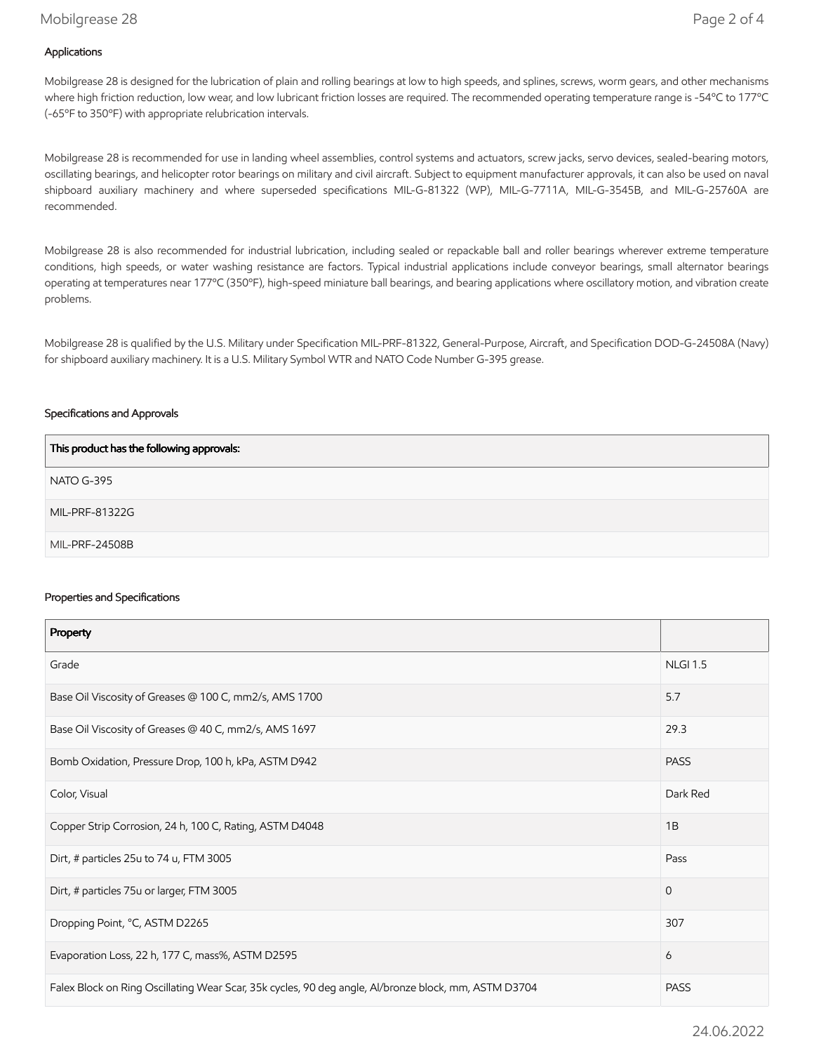### Applications

Mobilgrease 28 is designed for the lubrication of plain and rolling bearings at low to high speeds, and splines, screws, worm gears, and other mechanisms where high friction reduction, low wear, and low lubricant friction losses are required. The recommended operating temperature range is -54ºC to 177ºC (-65ºF to 350ºF) with appropriate relubrication intervals.

Mobilgrease 28 is recommended for use in landing wheel assemblies, control systems and actuators, screw jacks, servo devices, sealed-bearing motors, oscillating bearings, and helicopter rotor bearings on military and civil aircraft. Subject to equipment manufacturer approvals, it can also be used on naval shipboard auxiliary machinery and where superseded specifications MIL-G-81322 (WP), MIL-G-7711A, MIL-G-3545B, and MIL-G-25760A are recommended.

Mobilgrease 28 is also recommended for industrial lubrication, including sealed or repackable ball and roller bearings wherever extreme temperature conditions, high speeds, or water washing resistance are factors. Typical industrial applications include conveyor bearings, small alternator bearings operating at temperatures near 177ºC (350ºF), high-speed miniature ball bearings, and bearing applications where oscillatory motion, and vibration create problems.

Mobilgrease 28 is qualified by the U.S. Military under Specification MIL-PRF-81322, General-Purpose, Aircraft, and Specification DOD-G-24508A (Navy) for shipboard auxiliary machinery. It is a U.S. Military Symbol WTR and NATO Code Number G-395 grease.

### Specifications and Approvals

| This product has the following approvals: |
|---|
| NATO G-395 |
| MIL-PRF-81322G |
| MIL-PRF-24508B |

### Properties and Specifications

| Property | |
|---|---|
| Grade | NLGI 1.5 |
| Base Oil Viscosity of Greases @ 100 C, mm2/s, AMS 1700 | 5.7 |
| Base Oil Viscosity of Greases @ 40 C, mm2/s, AMS 1697 | 29.3 |
| Bomb Oxidation, Pressure Drop, 100 h, kPa, ASTM D942 | PASS |
| Color, Visual | Dark Red |
| Copper Strip Corrosion, 24 h, 100 C, Rating, ASTM D4048 | 1B |
| Dirt, # particles 25u to 74 u, FTM 3005 | Pass |
| Dirt, # particles 75u or larger, FTM 3005 | 0 |
| Dropping Point, °C, ASTM D2265 | 307 |
| Evaporation Loss, 22 h, 177 C, mass%, ASTM D2595 | 6 |
| Falex Block on Ring Oscillating Wear Scar, 35k cycles, 90 deg angle, Al/bronze block, mm, ASTM D3704 | PASS |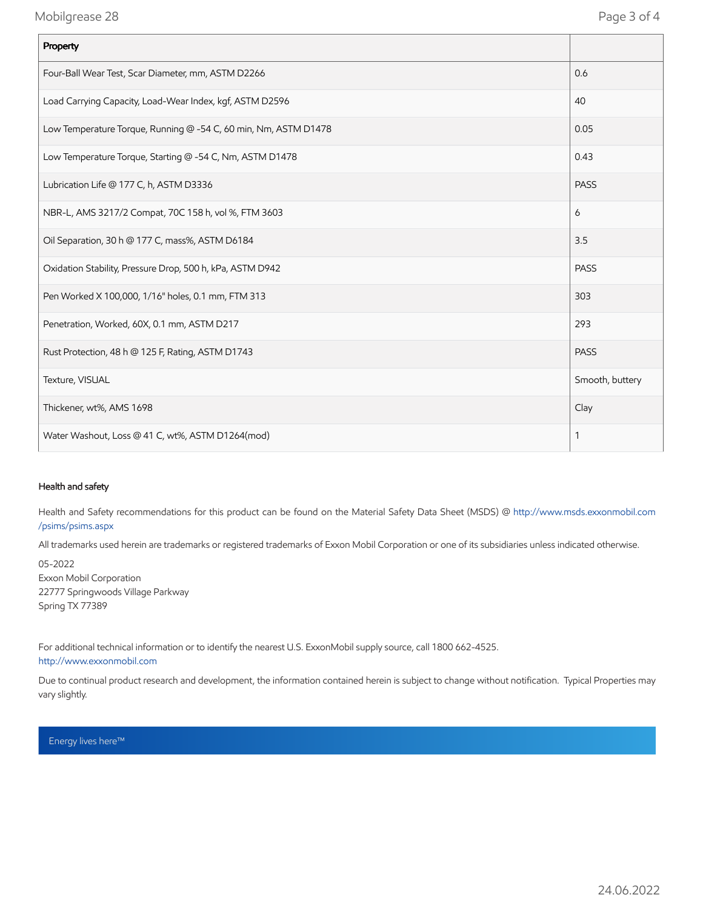| Property | |
|---|---|
| Four-Ball Wear Test, Scar Diameter, mm, ASTM D2266 | 0.6 |
| Load Carrying Capacity, Load-Wear Index, kgf, ASTM D2596 | 40 |
| Low Temperature Torque, Running @ -54 C, 60 min, Nm, ASTM D1478 | 0.05 |
| Low Temperature Torque, Starting @ -54 C, Nm, ASTM D1478 | 0.43 |
| Lubrication Life @ 177 C, h, ASTM D3336 | PASS |
| NBR-L, AMS 3217/2 Compat, 70C 158 h, vol %, FTM 3603 | 6 |
| Oil Separation, 30 h @ 177 C, mass%, ASTM D6184 | 3.5 |
| Oxidation Stability, Pressure Drop, 500 h, kPa, ASTM D942 | PASS |
| Pen Worked X 100,000, 1/16" holes, 0.1 mm, FTM 313 | 303 |
| Penetration, Worked, 60X, 0.1 mm, ASTM D217 | 293 |
| Rust Protection, 48 h @ 125 F, Rating, ASTM D1743 | PASS |
| Texture, VISUAL | Smooth, buttery |
| Thickener, wt%, AMS 1698 | Clay |
| Water Washout, Loss @ 41 C, wt%, ASTM D1264(mod) | 1 |

#### Health and safety

Health and Safety recommendations for this product can be found on the Material Safety Data Sheet (MSDS) @ http://www.msds.exxonmobil.com/psims/psims.aspx

All trademarks used herein are trademarks or registered trademarks of Exxon Mobil Corporation or one of its subsidiaries unless indicated otherwise.

05-2022
Exxon Mobil Corporation
22777 Springwoods Village Parkway
Spring TX 77389

For additional technical information or to identify the nearest U.S. ExxonMobil supply source, call 1800 662-4525.
http://www.exxonmobil.com

Due to continual product research and development, the information contained herein is subject to change without notification. Typical Properties may vary slightly.

Energy lives here™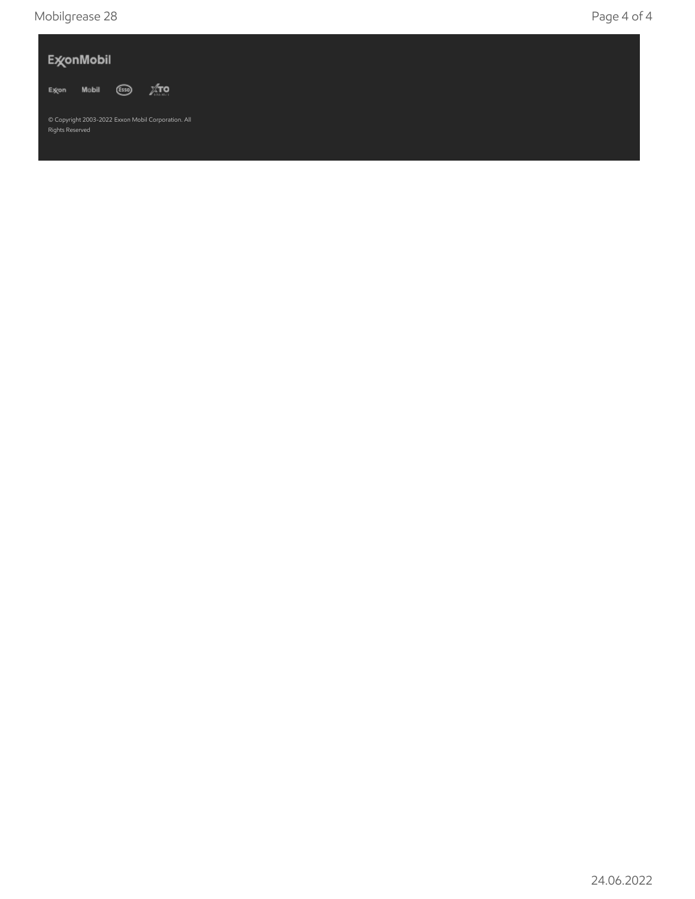ExxonMobil

Exxon Mobil Esso XTO

© Copyright 2003-2022 Exxon Mobil Corporation. All Rights Reserved